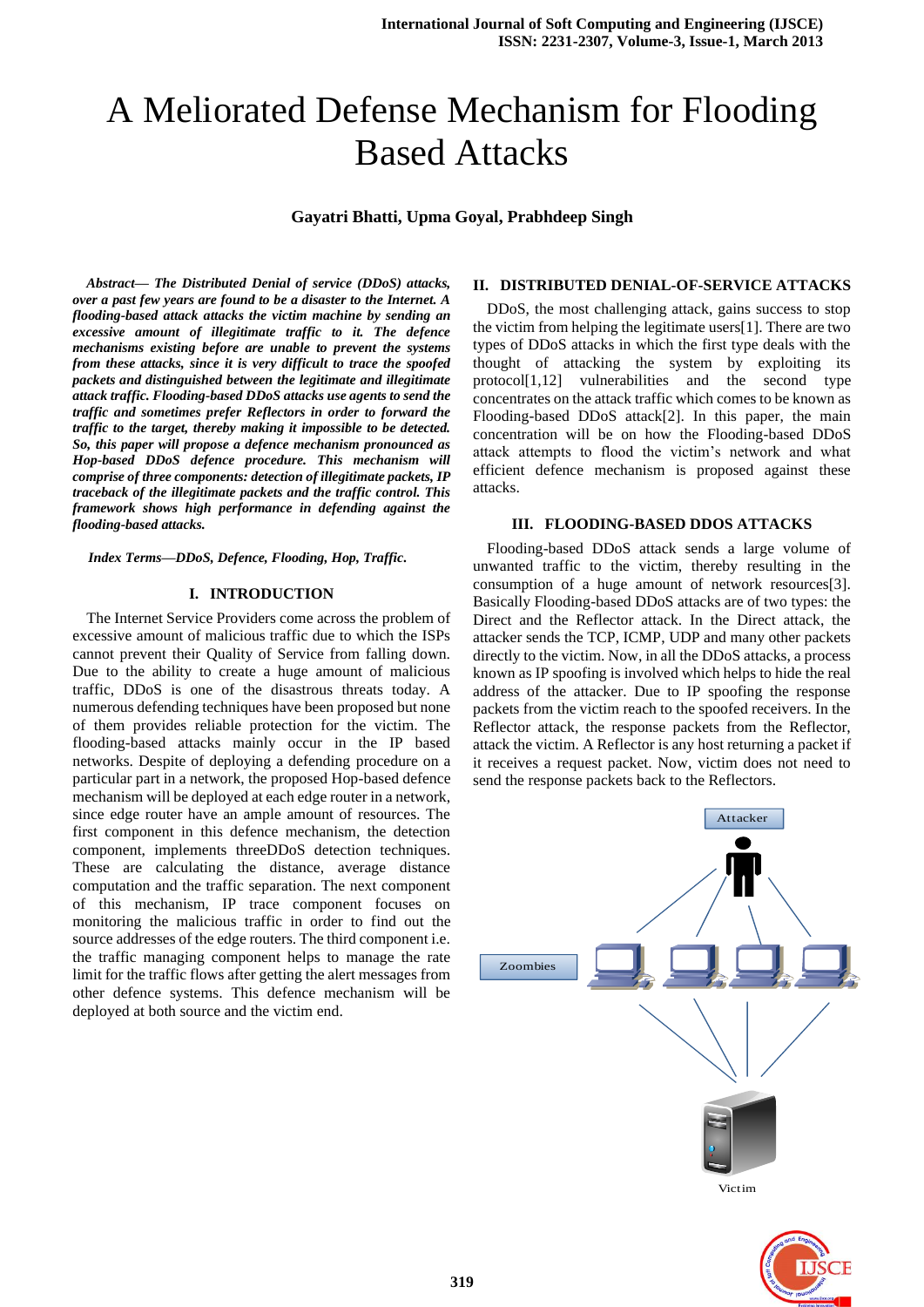# A Meliorated Defense Mechanism for Flooding Based Attacks

**Gayatri Bhatti, Upma Goyal, Prabhdeep Singh**

***Abstract— The Distributed Denial of service (DDoS) attacks, over a past few years are found to be a disaster to the Internet. A flooding-based attack attacks the victim machine by sending an excessive amount of illegitimate traffic to it. The defence mechanisms existing before are unable to prevent the systems from these attacks, since it is very difficult to trace the spoofed packets and distinguished between the legitimate and illegitimate attack traffic. Flooding-based DDoS attacks use agents to send the traffic and sometimes prefer Reflectors in order to forward the traffic to the target, thereby making it impossible to be detected. So, this paper will propose a defence mechanism pronounced as Hop-based DDoS defence procedure. This mechanism will comprise of three components: detection of illegitimate packets, IP traceback of the illegitimate packets and the traffic control. This framework shows high performance in defending against the flooding-based attacks.***

***Index Terms—DDoS, Defence, Flooding, Hop, Traffic.***

## I. INTRODUCTION

The Internet Service Providers come across the problem of excessive amount of malicious traffic due to which the ISPs cannot prevent their Quality of Service from falling down. Due to the ability to create a huge amount of malicious traffic, DDoS is one of the disastrous threats today. A numerous defending techniques have been proposed but none of them provides reliable protection for the victim. The flooding-based attacks mainly occur in the IP based networks. Despite of deploying a defending procedure on a particular part in a network, the proposed Hop-based defence mechanism will be deployed at each edge router in a network, since edge router have an ample amount of resources. The first component in this defence mechanism, the detection component, implements threeDDoS detection techniques. These are calculating the distance, average distance computation and the traffic separation. The next component of this mechanism, IP trace component focuses on monitoring the malicious traffic in order to find out the source addresses of the edge routers. The third component i.e. the traffic managing component helps to manage the rate limit for the traffic flows after getting the alert messages from other defence systems. This defence mechanism will be deployed at both source and the victim end.

## II. DISTRIBUTED DENIAL-OF-SERVICE ATTACKS

DDoS, the most challenging attack, gains success to stop the victim from helping the legitimate users[1]. There are two types of DDoS attacks in which the first type deals with the thought of attacking the system by exploiting its protocol[1,12] vulnerabilities and the second type concentrates on the attack traffic which comes to be known as Flooding-based DDoS attack[2]. In this paper, the main concentration will be on how the Flooding-based DDoS attack attempts to flood the victim's network and what efficient defence mechanism is proposed against these attacks.

## III. FLOODING-BASED DDOS ATTACKS

Flooding-based DDoS attack sends a large volume of unwanted traffic to the victim, thereby resulting in the consumption of a huge amount of network resources[3]. Basically Flooding-based DDoS attacks are of two types: the Direct and the Reflector attack. In the Direct attack, the attacker sends the TCP, ICMP, UDP and many other packets directly to the victim. Now, in all the DDoS attacks, a process known as IP spoofing is involved which helps to hide the real address of the attacker. Due to IP spoofing the response packets from the victim reach to the spoofed receivers. In the Reflector attack, the response packets from the Reflector, attack the victim. A Reflector is any host returning a packet if it receives a request packet. Now, victim does not need to send the response packets back to the Reflectors.

Attacker

Zoombies

Victim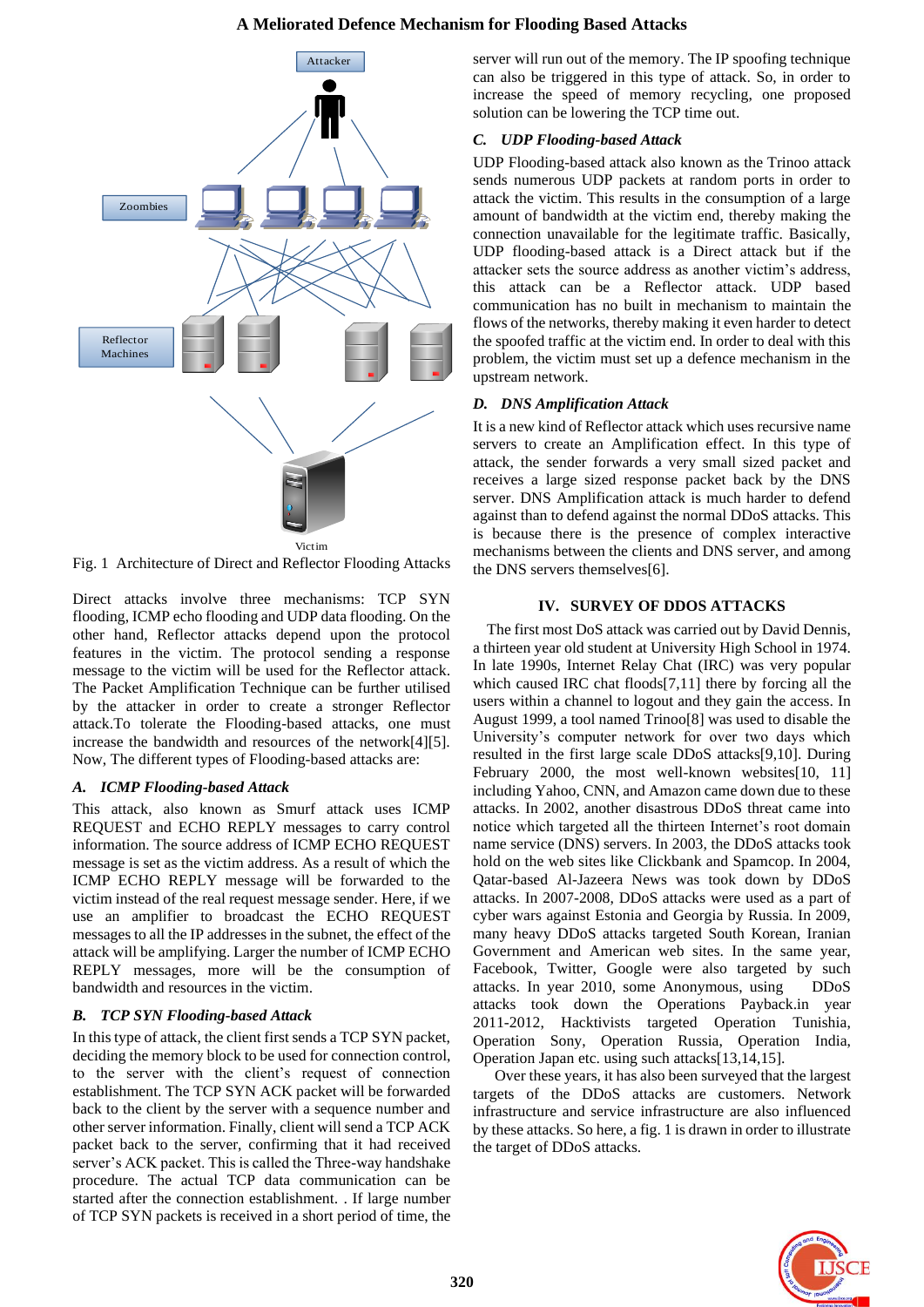Fig. 1 Architecture of Direct and Reflector Flooding Attacks

Direct attacks involve three mechanisms: TCP SYN flooding, ICMP echo flooding and UDP data flooding. On the other hand, Reflector attacks depend upon the protocol features in the victim. The protocol sending a response message to the victim will be used for the Reflector attack. The Packet Amplification Technique can be further utilised by the attacker in order to create a stronger Reflector attack.To tolerate the Flooding-based attacks, one must increase the bandwidth and resources of the network[4][5]. Now, The different types of Flooding-based attacks are:

### *A. ICMP Flooding-based Attack*

This attack, also known as Smurf attack uses ICMP REQUEST and ECHO REPLY messages to carry control information. The source address of ICMP ECHO REQUEST message is set as the victim address. As a result of which the ICMP ECHO REPLY message will be forwarded to the victim instead of the real request message sender. Here, if we use an amplifier to broadcast the ECHO REQUEST messages to all the IP addresses in the subnet, the effect of the attack will be amplifying. Larger the number of ICMP ECHO REPLY messages, more will be the consumption of bandwidth and resources in the victim.

### *B. TCP SYN Flooding-based Attack*

In this type of attack, the client first sends a TCP SYN packet, deciding the memory block to be used for connection control, to the server with the client's request of connection establishment. The TCP SYN ACK packet will be forwarded back to the client by the server with a sequence number and other server information. Finally, client will send a TCP ACK packet back to the server, confirming that it had received server's ACK packet. This is called the Three-way handshake procedure. The actual TCP data communication can be started after the connection establishment. . If large number of TCP SYN packets is received in a short period of time, the server will run out of the memory. The IP spoofing technique can also be triggered in this type of attack. So, in order to increase the speed of memory recycling, one proposed solution can be lowering the TCP time out.

### *C. UDP Flooding-based Attack*

UDP Flooding-based attack also known as the Trinoo attack sends numerous UDP packets at random ports in order to attack the victim. This results in the consumption of a large amount of bandwidth at the victim end, thereby making the connection unavailable for the legitimate traffic. Basically, UDP flooding-based attack is a Direct attack but if the attacker sets the source address as another victim's address, this attack can be a Reflector attack. UDP based communication has no built in mechanism to maintain the flows of the networks, thereby making it even harder to detect the spoofed traffic at the victim end. In order to deal with this problem, the victim must set up a defence mechanism in the upstream network.

### *D. DNS Amplification Attack*

It is a new kind of Reflector attack which uses recursive name servers to create an Amplification effect. In this type of attack, the sender forwards a very small sized packet and receives a large sized response packet back by the DNS server. DNS Amplification attack is much harder to defend against than to defend against the normal DDoS attacks. This is because there is the presence of complex interactive mechanisms between the clients and DNS server, and among the DNS servers themselves[6].

## IV. SURVEY OF DDOS ATTACKS

The first most DoS attack was carried out by David Dennis, a thirteen year old student at University High School in 1974. In late 1990s, Internet Relay Chat (IRC) was very popular which caused IRC chat floods[7,11] there by forcing all the users within a channel to logout and they gain the access. In August 1999, a tool named Trinoo[8] was used to disable the University's computer network for over two days which resulted in the first large scale DDoS attacks[9,10]. During February 2000, the most well-known websites[10, 11] including Yahoo, CNN, and Amazon came down due to these attacks. In 2002, another disastrous DDoS threat came into notice which targeted all the thirteen Internet's root domain name service (DNS) servers. In 2003, the DDoS attacks took hold on the web sites like Clickbank and Spamcop. In 2004, Qatar-based Al-Jazeera News was took down by DDoS attacks. In 2007-2008, DDoS attacks were used as a part of cyber wars against Estonia and Georgia by Russia. In 2009, many heavy DDoS attacks targeted South Korean, Iranian Government and American web sites. In the same year, Facebook, Twitter, Google were also targeted by such attacks. In year 2010, some Anonymous, using DDoS attacks took down the Operations Payback.in year 2011-2012, Hacktivists targeted Operation Tunishia, Operation Sony, Operation Russia, Operation India, Operation Japan etc. using such attacks[13,14,15].

Over these years, it has also been surveyed that the largest targets of the DDoS attacks are customers. Network infrastructure and service infrastructure are also influenced by these attacks. So here, a fig. 1 is drawn in order to illustrate the target of DDoS attacks.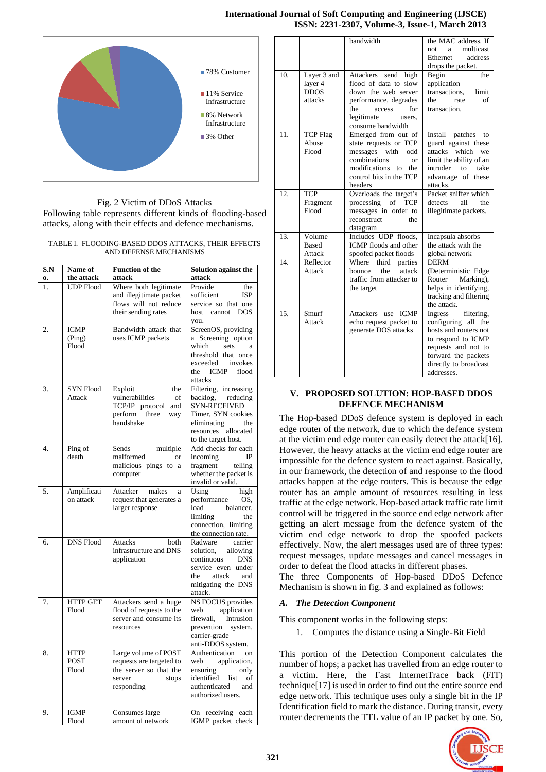78% Customer

11% Service Infrastructure

8% Network Infrastructure

3% Other

Fig. 2 Victim of DDoS Attacks

Following table represents different kinds of flooding-based attacks, along with their effects and defence mechanisms.

TABLE I. FLOODING-BASED DDOS ATTACKS, THEIR EFFECTS AND DEFENSE MECHANISMS

| S.No. | Name of the attack | Function of the attack | Solution against the attack |
|---|---|---|---|
| 1. | UDP Flood | Where both legitimate and illegitimate packet flows will not reduce their sending rates | Provide the sufficient ISP service so that one host cannot DOS you. |
| 2. | ICMP (Ping) Flood | Bandwidth attack that uses ICMP packets | ScreenOS, providing a Screening option which sets a threshold that once exceeded invokes the ICMP flood attacks |
| 3. | SYN Flood Attack | Exploit the vulnerabilities of TCP/IP protocol and perform three way handshake | Filtering, increasing backlog, reducing SYN-RECEIVED Timer, SYN cookies eliminating the resources allocated to the target host. |
| 4. | Ping of death | Sends multiple malformed or malicious pings to a computer | Add checks for each incoming IP fragment telling whether the packet is invalid or valid. |
| 5. | Amplification attack | Attacker makes a request that generates a larger response | Using high performance OS, load balancer, limiting the connection, limiting the connection rate. |
| 6. | DNS Flood | Attacks both infrastructure and DNS application | Radware carrier solution, allowing continuous DNS service even under the attack and mitigating the DNS attack. |
| 7. | HTTP GET Flood | Attackers send a huge flood of requests to the server and consume its resources | NS FOCUS provides web application firewall, Intrusion prevention system, carrier-grade anti-DDOS system. |
| 8. | HTTP POST Flood | Large volume of POST requests are targeted to the server so that the server stops responding | Authentication on web application, ensuring only identified list of authenticated and authorized users. |
| 9. | IGMP Flood | Consumes large amount of network bandwidth | On receiving each IGMP packet check the MAC address. If not a multicast Ethernet address drops the packet. |
| 10. | Layer 3 and layer 4 DDOS attacks | Attackers send high flood of data to slow down the web server performance, degrades the access for legitimate users, consume bandwidth | Begin the application transactions, limit the rate of transaction. |
| 11. | TCP Flag Abuse Flood | Emerged from out of state requests or TCP messages with odd combinations or modifications to the control bits in the TCP headers | Install patches to guard against these attacks which we limit the ability of an intruder to take advantage of these attacks. |
| 12. | TCP Fragment Flood | Overloads the target's processing of TCP messages in order to reconstruct the datagram | Packet sniffer which detects all the illegitimate packets. |
| 13. | Volume Based Attack | Includes UDP floods, ICMP floods and other spoofed packet floods | Incapsula absorbs the attack with the global network |
| 14. | Reflector Attack | Where third parties bounce the attack traffic from attacker to the target | DERM (Deterministic Edge Router Marking), helps in identifying, tracking and filtering the attack. |
| 15. | Smurf Attack | Attackers use ICMP echo request packet to generate DOS attacks | Ingress filtering, configuring all the hosts and routers not to respond to ICMP requests and not to forward the packets directly to broadcast addresses. |

## V. PROPOSED SOLUTION: HOP-BASED DDOS DEFENCE MECHANISM

The Hop-based DDoS defence system is deployed in each edge router of the network, due to which the defence system at the victim end edge router can easily detect the attack[16]. However, the heavy attacks at the victim end edge router are impossible for the defence system to react against. Basically, in our framework, the detection of and response to the flood attacks happen at the edge routers. This is because the edge router has an ample amount of resources resulting in less traffic at the edge network. Hop-based attack traffic rate limit control will be triggered in the source end edge network after getting an alert message from the defence system of the victim end edge network to drop the spoofed packets effectively. Now, the alert messages used are of three types: request messages, update messages and cancel messages in order to defeat the flood attacks in different phases.

The three Components of Hop-based DDoS Defence Mechanism is shown in fig. 3 and explained as follows:

### *A. The Detection Component*

This component works in the following steps:

1. Computes the distance using a Single-Bit Field

This portion of the Detection Component calculates the number of hops; a packet has travelled from an edge router to a victim. Here, the Fast InternetTrace back (FIT) technique[17] is used in order to find out the entire source end edge network. This technique uses only a single bit in the IP Identification field to mark the distance. During transit, every router decrements the TTL value of an IP packet by one. So,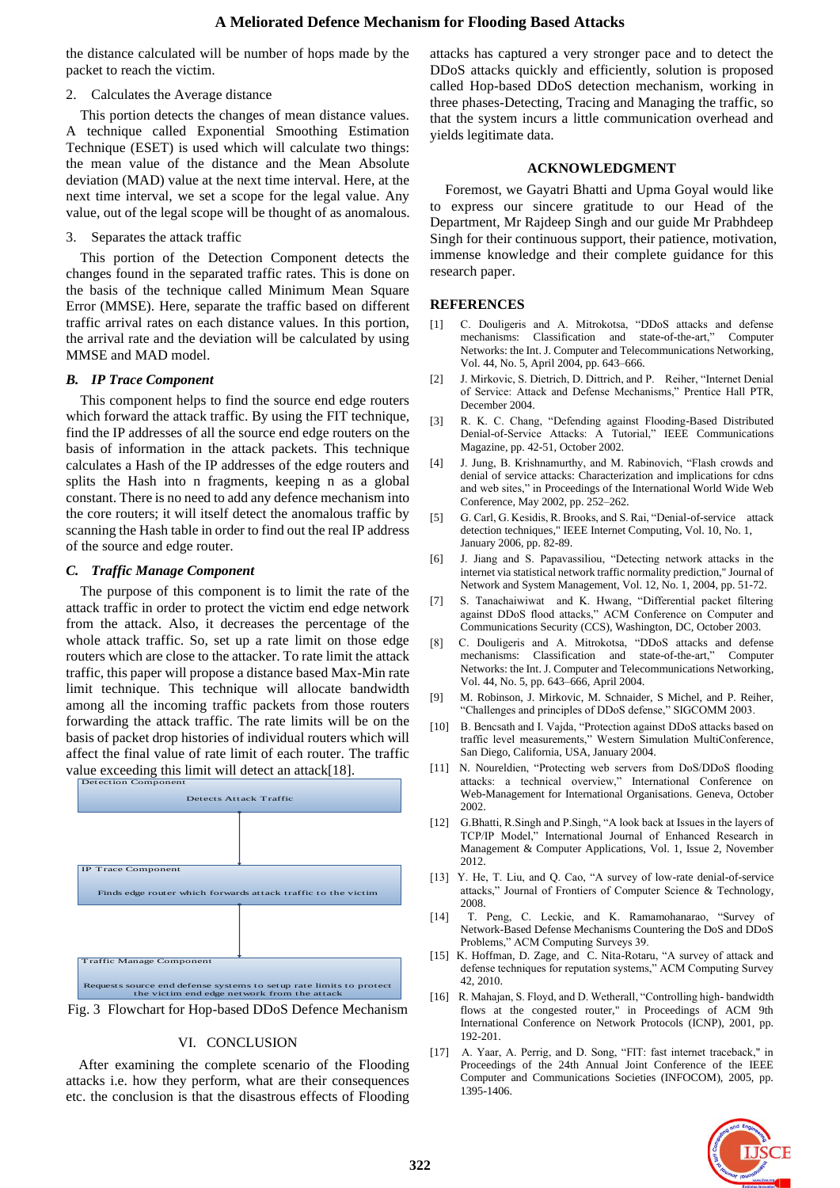the distance calculated will be number of hops made by the packet to reach the victim.

2. Calculates the Average distance

This portion detects the changes of mean distance values. A technique called Exponential Smoothing Estimation Technique (ESET) is used which will calculate two things: the mean value of the distance and the Mean Absolute deviation (MAD) value at the next time interval. Here, at the next time interval, we set a scope for the legal value. Any value, out of the legal scope will be thought of as anomalous.

3. Separates the attack traffic

This portion of the Detection Component detects the changes found in the separated traffic rates. This is done on the basis of the technique called Minimum Mean Square Error (MMSE). Here, separate the traffic based on different traffic arrival rates on each distance values. In this portion, the arrival rate and the deviation will be calculated by using MMSE and MAD model.

### *B. IP Trace Component*

This component helps to find the source end edge routers which forward the attack traffic. By using the FIT technique, find the IP addresses of all the source end edge routers on the basis of information in the attack packets. This technique calculates a Hash of the IP addresses of the edge routers and splits the Hash into n fragments, keeping n as a global constant. There is no need to add any defence mechanism into the core routers; it will itself detect the anomalous traffic by scanning the Hash table in order to find out the real IP address of the source and edge router.

### *C. Traffic Manage Component*

The purpose of this component is to limit the rate of the attack traffic in order to protect the victim end edge network from the attack. Also, it decreases the percentage of the whole attack traffic. So, set up a rate limit on those edge routers which are close to the attacker. To rate limit the attack traffic, this paper will propose a distance based Max-Min rate limit technique. This technique will allocate bandwidth among all the incoming traffic packets from those routers forwarding the attack traffic. The rate limits will be on the basis of packet drop histories of individual routers which will affect the final value of rate limit of each router. The traffic value exceeding this limit will detect an attack[18].

Detection Component

Detects Attack Traffic

IP Trace Component

Finds edge router which forwards attack traffic to the victim

Traffic Manage Component

Requests source end defense systems to setup rate limits to protect the victim end edge network from the attack

Fig. 3 Flowchart for Hop-based DDoS Defence Mechanism

## VI. CONCLUSION

After examining the complete scenario of the Flooding attacks i.e. how they perform, what are their consequences etc. the conclusion is that the disastrous effects of Flooding attacks has captured a very stronger pace and to detect the DDoS attacks quickly and efficiently, solution is proposed called Hop-based DDoS detection mechanism, working in three phases-Detecting, Tracing and Managing the traffic, so that the system incurs a little communication overhead and yields legitimate data.

## ACKNOWLEDGMENT

Foremost, we Gayatri Bhatti and Upma Goyal would like to express our sincere gratitude to our Head of the Department, Mr Rajdeep Singh and our guide Mr Prabhdeep Singh for their continuous support, their patience, motivation, immense knowledge and their complete guidance for this research paper.

## REFERENCES

[1] C. Douligeris and A. Mitrokotsa, "DDoS attacks and defense mechanisms: Classification and state-of-the-art," Computer Networks: the Int. J. Computer and Telecommunications Networking, Vol. 44, No. 5, April 2004, pp. 643–666.

[2] J. Mirkovic, S. Dietrich, D. Dittrich, and P. Reiher, "Internet Denial of Service: Attack and Defense Mechanisms," Prentice Hall PTR, December 2004.

[3] R. K. C. Chang, "Defending against Flooding-Based Distributed Denial-of-Service Attacks: A Tutorial," IEEE Communications Magazine, pp. 42-51, October 2002.

[4] J. Jung, B. Krishnamurthy, and M. Rabinovich, "Flash crowds and denial of service attacks: Characterization and implications for cdns and web sites," in Proceedings of the International World Wide Web Conference, May 2002, pp. 252–262.

[5] G. Carl, G. Kesidis, R. Brooks, and S. Rai, "Denial-of-service attack detection techniques," IEEE Internet Computing, Vol. 10, No. 1, January 2006, pp. 82-89.

[6] J. Jiang and S. Papavassiliou, "Detecting network attacks in the internet via statistical network traffic normality prediction," Journal of Network and System Management, Vol. 12, No. 1, 2004, pp. 51-72.

[7] S. Tanachaiwiwat and K. Hwang, "Differential packet filtering against DDoS flood attacks," ACM Conference on Computer and Communications Security (CCS), Washington, DC, October 2003.

[8] C. Douligeris and A. Mitrokotsa, "DDoS attacks and defense mechanisms: Classification and state-of-the-art," Computer Networks: the Int. J. Computer and Telecommunications Networking, Vol. 44, No. 5, pp. 643–666, April 2004.

[9] M. Robinson, J. Mirkovic, M. Schnaider, S Michel, and P. Reiher, "Challenges and principles of DDoS defense," SIGCOMM 2003.

[10] B. Bencsath and I. Vajda, "Protection against DDoS attacks based on traffic level measurements," Western Simulation MultiConference, San Diego, California, USA, January 2004.

[11] N. Noureldien, "Protecting web servers from DoS/DDoS flooding attacks: a technical overview," International Conference on Web-Management for International Organisations. Geneva, October 2002.

[12] G.Bhatti, R.Singh and P.Singh, "A look back at Issues in the layers of TCP/IP Model," International Journal of Enhanced Research in Management & Computer Applications, Vol. 1, Issue 2, November 2012.

[13] Y. He, T. Liu, and Q. Cao, "A survey of low-rate denial-of-service attacks," Journal of Frontiers of Computer Science & Technology, 2008.

[14] T. Peng, C. Leckie, and K. Ramamohanarao, "Survey of Network-Based Defense Mechanisms Countering the DoS and DDoS Problems," ACM Computing Surveys 39.

[15] K. Hoffman, D. Zage, and C. Nita-Rotaru, "A survey of attack and defense techniques for reputation systems," ACM Computing Survey 42, 2010.

[16] R. Mahajan, S. Floyd, and D. Wetherall, "Controlling high- bandwidth flows at the congested router," in Proceedings of ACM 9th International Conference on Network Protocols (ICNP), 2001, pp. 192-201.

[17] A. Yaar, A. Perrig, and D. Song, "FIT: fast internet traceback," in Proceedings of the 24th Annual Joint Conference of the IEEE Computer and Communications Societies (INFOCOM), 2005, pp. 1395-1406.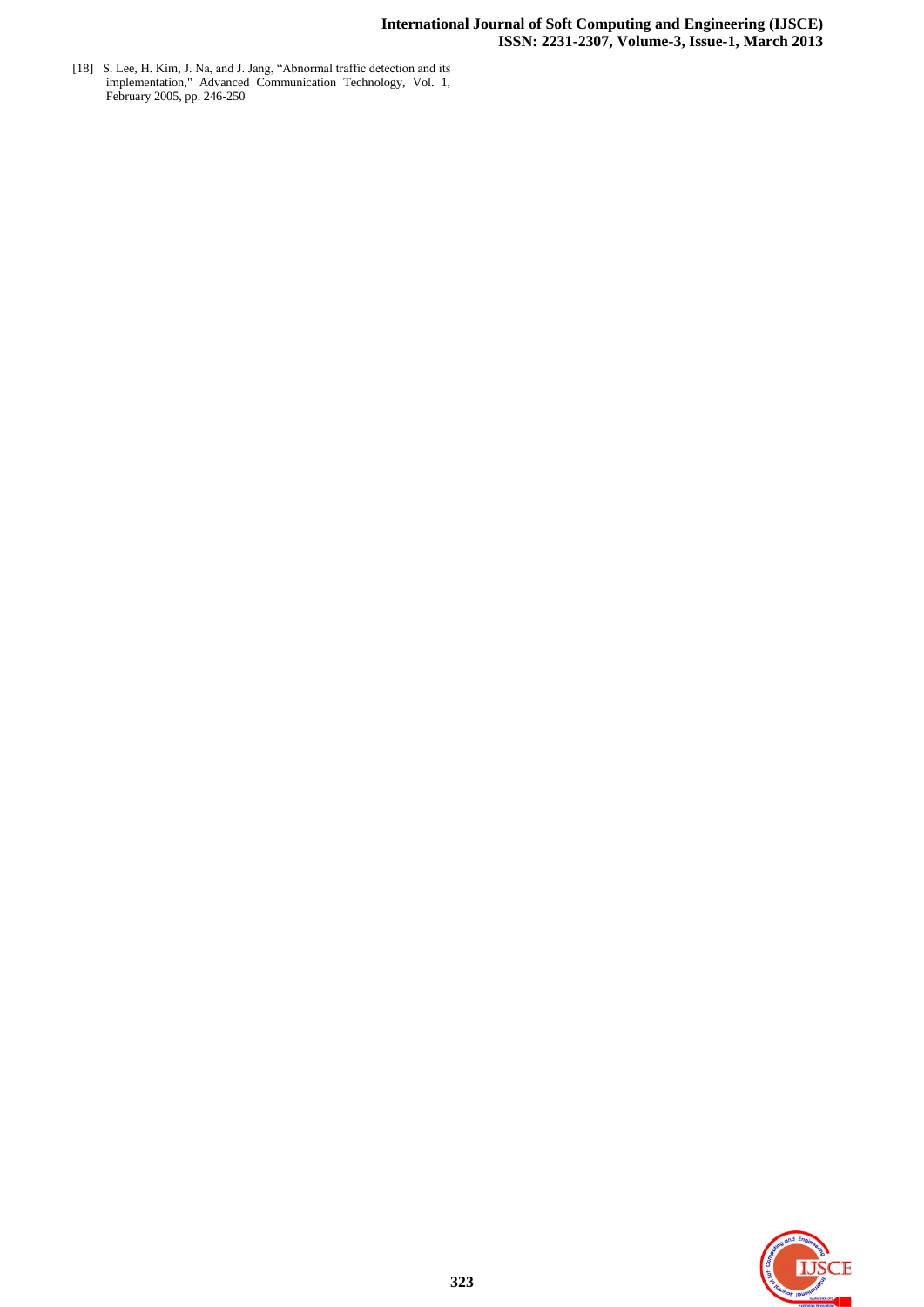[18] S. Lee, H. Kim, J. Na, and J. Jang, "Abnormal traffic detection and its implementation," Advanced Communication Technology, Vol. 1, February 2005, pp. 246-250